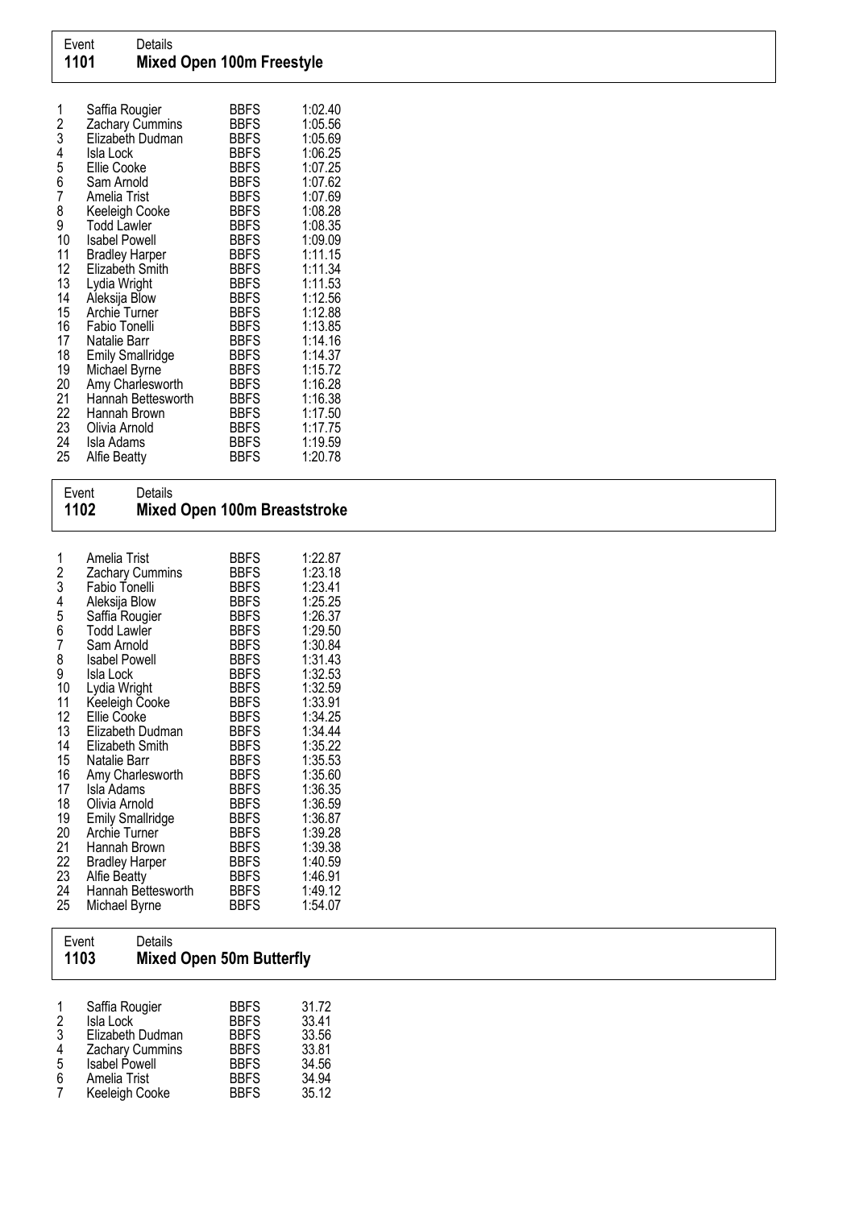## Event 1101 — Mixed Open 100m Freestyle

| Place | Name | Club | Time |
|---|---|---|---|
| 1 | Saffia Rougier | BBFS | 1:02.40 |
| 2 | Zachary Cummins | BBFS | 1:05.56 |
| 3 | Elizabeth Dudman | BBFS | 1:05.69 |
| 4 | Isla Lock | BBFS | 1:06.25 |
| 5 | Ellie Cooke | BBFS | 1:07.25 |
| 6 | Sam Arnold | BBFS | 1:07.62 |
| 7 | Amelia Trist | BBFS | 1:07.69 |
| 8 | Keeleigh Cooke | BBFS | 1:08.28 |
| 9 | Todd Lawler | BBFS | 1:08.35 |
| 10 | Isabel Powell | BBFS | 1:09.09 |
| 11 | Bradley Harper | BBFS | 1:11.15 |
| 12 | Elizabeth Smith | BBFS | 1:11.34 |
| 13 | Lydia Wright | BBFS | 1:11.53 |
| 14 | Aleksija Blow | BBFS | 1:12.56 |
| 15 | Archie Turner | BBFS | 1:12.88 |
| 16 | Fabio Tonelli | BBFS | 1:13.85 |
| 17 | Natalie Barr | BBFS | 1:14.16 |
| 18 | Emily Smallridge | BBFS | 1:14.37 |
| 19 | Michael Byrne | BBFS | 1:15.72 |
| 20 | Amy Charlesworth | BBFS | 1:16.28 |
| 21 | Hannah Bettesworth | BBFS | 1:16.38 |
| 22 | Hannah Brown | BBFS | 1:17.50 |
| 23 | Olivia Arnold | BBFS | 1:17.75 |
| 24 | Isla Adams | BBFS | 1:19.59 |
| 25 | Alfie Beatty | BBFS | 1:20.78 |

## Event 1102 — Mixed Open 100m Breaststroke

| Place | Name | Club | Time |
|---|---|---|---|
| 1 | Amelia Trist | BBFS | 1:22.87 |
| 2 | Zachary Cummins | BBFS | 1:23.18 |
| 3 | Fabio Tonelli | BBFS | 1:23.41 |
| 4 | Aleksija Blow | BBFS | 1:25.25 |
| 5 | Saffia Rougier | BBFS | 1:26.37 |
| 6 | Todd Lawler | BBFS | 1:29.50 |
| 7 | Sam Arnold | BBFS | 1:30.84 |
| 8 | Isabel Powell | BBFS | 1:31.43 |
| 9 | Isla Lock | BBFS | 1:32.53 |
| 10 | Lydia Wright | BBFS | 1:32.59 |
| 11 | Keeleigh Cooke | BBFS | 1:33.91 |
| 12 | Ellie Cooke | BBFS | 1:34.25 |
| 13 | Elizabeth Dudman | BBFS | 1:34.44 |
| 14 | Elizabeth Smith | BBFS | 1:35.22 |
| 15 | Natalie Barr | BBFS | 1:35.53 |
| 16 | Amy Charlesworth | BBFS | 1:35.60 |
| 17 | Isla Adams | BBFS | 1:36.35 |
| 18 | Olivia Arnold | BBFS | 1:36.59 |
| 19 | Emily Smallridge | BBFS | 1:36.87 |
| 20 | Archie Turner | BBFS | 1:39.28 |
| 21 | Hannah Brown | BBFS | 1:39.38 |
| 22 | Bradley Harper | BBFS | 1:40.59 |
| 23 | Alfie Beatty | BBFS | 1:46.91 |
| 24 | Hannah Bettesworth | BBFS | 1:49.12 |
| 25 | Michael Byrne | BBFS | 1:54.07 |

## Event 1103 — Mixed Open 50m Butterfly

| Place | Name | Club | Time |
|---|---|---|---|
| 1 | Saffia Rougier | BBFS | 31.72 |
| 2 | Isla Lock | BBFS | 33.41 |
| 3 | Elizabeth Dudman | BBFS | 33.56 |
| 4 | Zachary Cummins | BBFS | 33.81 |
| 5 | Isabel Powell | BBFS | 34.56 |
| 6 | Amelia Trist | BBFS | 34.94 |
| 7 | Keeleigh Cooke | BBFS | 35.12 |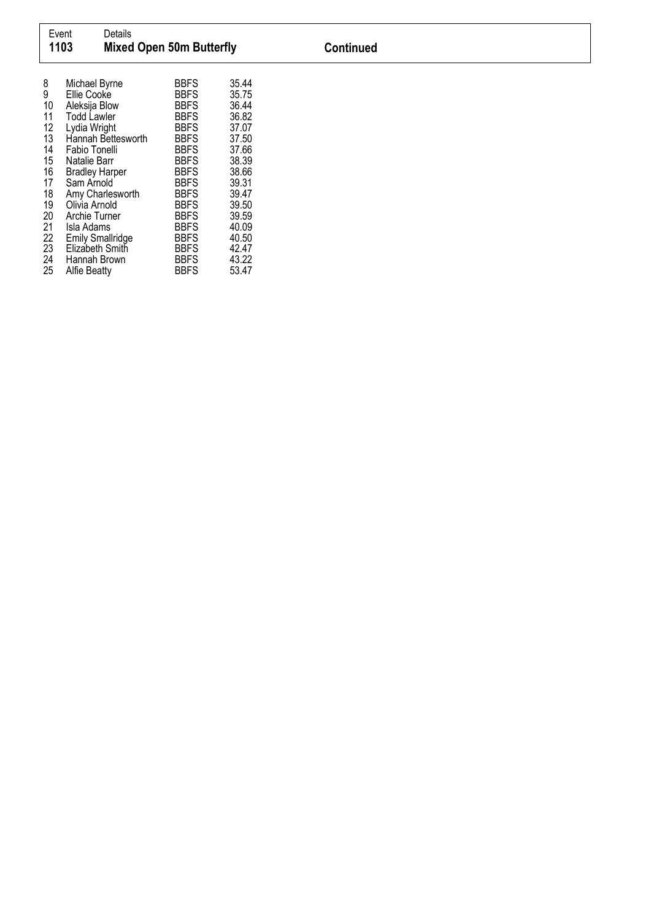| Event | Details | |
|---|---|---|
| **1103** | **Mixed Open 50m Butterfly** | **Continued** |

| | | | |
|---|---|---|---|
| 8 | Michael Byrne | BBFS | 35.44 |
| 9 | Ellie Cooke | BBFS | 35.75 |
| 10 | Aleksija Blow | BBFS | 36.44 |
| 11 | Todd Lawler | BBFS | 36.82 |
| 12 | Lydia Wright | BBFS | 37.07 |
| 13 | Hannah Bettesworth | BBFS | 37.50 |
| 14 | Fabio Tonelli | BBFS | 37.66 |
| 15 | Natalie Barr | BBFS | 38.39 |
| 16 | Bradley Harper | BBFS | 38.66 |
| 17 | Sam Arnold | BBFS | 39.31 |
| 18 | Amy Charlesworth | BBFS | 39.47 |
| 19 | Olivia Arnold | BBFS | 39.50 |
| 20 | Archie Turner | BBFS | 39.59 |
| 21 | Isla Adams | BBFS | 40.09 |
| 22 | Emily Smallridge | BBFS | 40.50 |
| 23 | Elizabeth Smith | BBFS | 42.47 |
| 24 | Hannah Brown | BBFS | 43.22 |
| 25 | Alfie Beatty | BBFS | 53.47 |